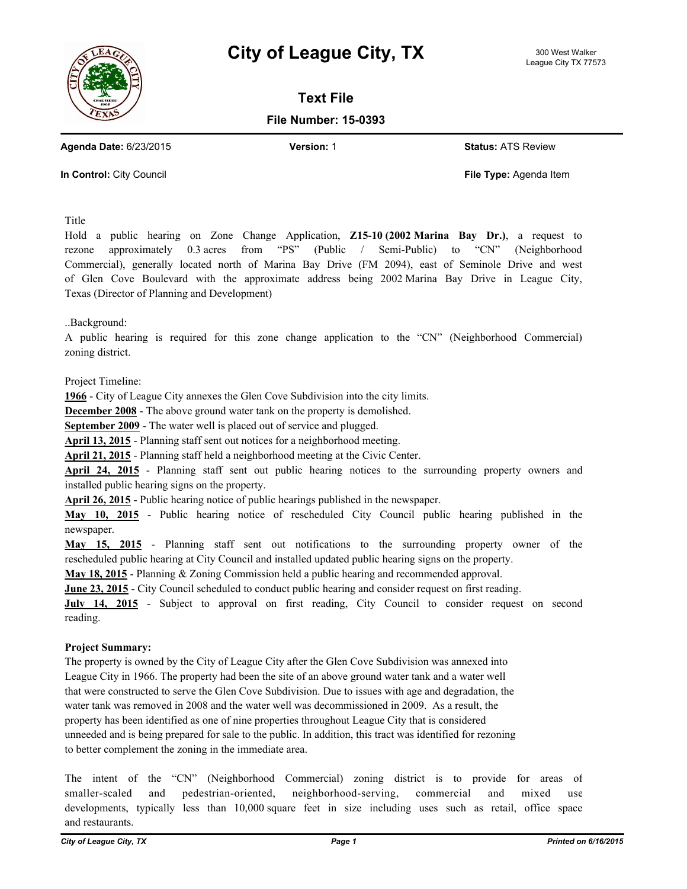# City of League City, TX

300 West Walker
League City TX 77573

## Text File

**File Number: 15-0393**

**Agenda Date:** 6/23/2015 **Version:** 1 **Status:** ATS Review

**In Control:** City Council **File Type:** Agenda Item

Title

Hold a public hearing on Zone Change Application, **Z15-10 (2002 Marina Bay Dr.)**, a request to rezone approximately 0.3 acres from "PS" (Public / Semi-Public) to "CN" (Neighborhood Commercial), generally located north of Marina Bay Drive (FM 2094), east of Seminole Drive and west of Glen Cove Boulevard with the approximate address being 2002 Marina Bay Drive in League City, Texas (Director of Planning and Development)

..Background:

A public hearing is required for this zone change application to the "CN" (Neighborhood Commercial) zoning district.

Project Timeline:

**1966** - City of League City annexes the Glen Cove Subdivision into the city limits.
**December 2008** - The above ground water tank on the property is demolished.
**September 2009** - The water well is placed out of service and plugged.
**April 13, 2015** - Planning staff sent out notices for a neighborhood meeting.
**April 21, 2015** - Planning staff held a neighborhood meeting at the Civic Center.
**April 24, 2015** - Planning staff sent out public hearing notices to the surrounding property owners and installed public hearing signs on the property.
**April 26, 2015** - Public hearing notice of public hearings published in the newspaper.
**May 10, 2015** - Public hearing notice of rescheduled City Council public hearing published in the newspaper.
**May 15, 2015** - Planning staff sent out notifications to the surrounding property owner of the rescheduled public hearing at City Council and installed updated public hearing signs on the property.
**May 18, 2015** - Planning & Zoning Commission held a public hearing and recommended approval.
**June 23, 2015** - City Council scheduled to conduct public hearing and consider request on first reading.
**July 14, 2015** - Subject to approval on first reading, City Council to consider request on second reading.

**Project Summary:**

The property is owned by the City of League City after the Glen Cove Subdivision was annexed into League City in 1966. The property had been the site of an above ground water tank and a water well that were constructed to serve the Glen Cove Subdivision. Due to issues with age and degradation, the water tank was removed in 2008 and the water well was decommissioned in 2009. As a result, the property has been identified as one of nine properties throughout League City that is considered unneeded and is being prepared for sale to the public. In addition, this tract was identified for rezoning to better complement the zoning in the immediate area.

The intent of the "CN" (Neighborhood Commercial) zoning district is to provide for areas of smaller-scaled and pedestrian-oriented, neighborhood-serving, commercial and mixed use developments, typically less than 10,000 square feet in size including uses such as retail, office space and restaurants.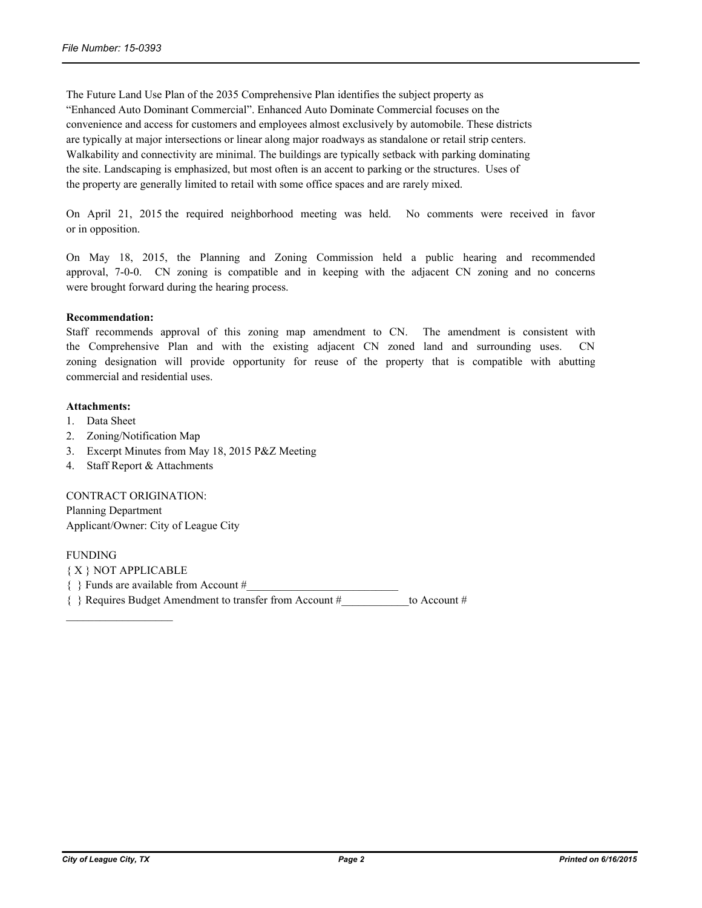The Future Land Use Plan of the 2035 Comprehensive Plan identifies the subject property as "Enhanced Auto Dominant Commercial". Enhanced Auto Dominate Commercial focuses on the convenience and access for customers and employees almost exclusively by automobile. These districts are typically at major intersections or linear along major roadways as standalone or retail strip centers. Walkability and connectivity are minimal. The buildings are typically setback with parking dominating the site. Landscaping is emphasized, but most often is an accent to parking or the structures. Uses of the property are generally limited to retail with some office spaces and are rarely mixed.

On April 21, 2015 the required neighborhood meeting was held. No comments were received in favor or in opposition.

On May 18, 2015, the Planning and Zoning Commission held a public hearing and recommended approval, 7-0-0. CN zoning is compatible and in keeping with the adjacent CN zoning and no concerns were brought forward during the hearing process.

**Recommendation:**
Staff recommends approval of this zoning map amendment to CN. The amendment is consistent with the Comprehensive Plan and with the existing adjacent CN zoned land and surrounding uses. CN zoning designation will provide opportunity for reuse of the property that is compatible with abutting commercial and residential uses.

**Attachments:**
1. Data Sheet
2. Zoning/Notification Map
3. Excerpt Minutes from May 18, 2015 P&Z Meeting
4. Staff Report & Attachments

CONTRACT ORIGINATION:
Planning Department
Applicant/Owner: City of League City

FUNDING
{ X } NOT APPLICABLE
{ } Funds are available from Account #___________________________
{ } Requires Budget Amendment to transfer from Account #____________to Account #
___________________